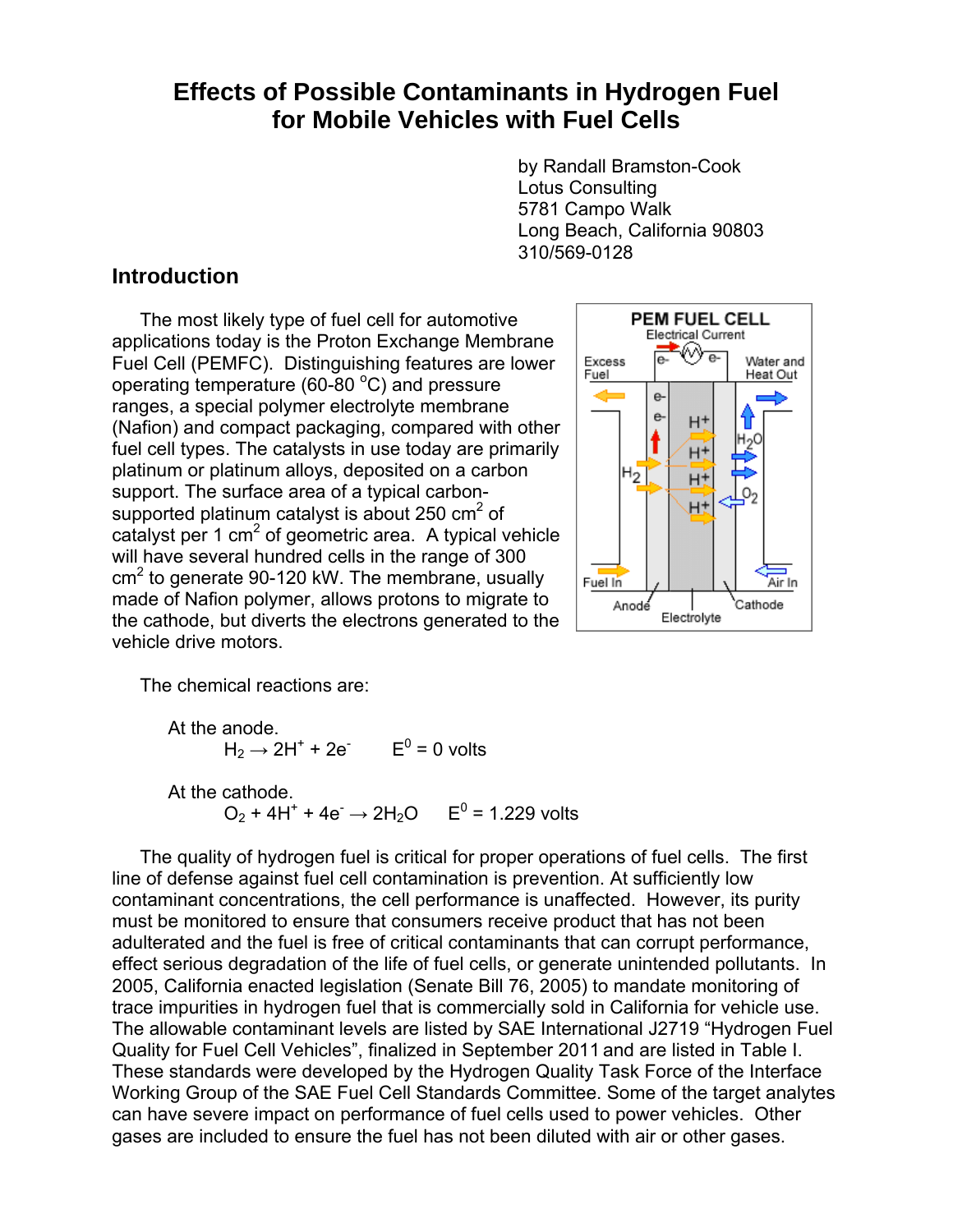# Effects of Possible Contaminants in Hydrogen Fuel for Mobile Vehicles with Fuel Cells

by Randall Bramston-Cook
Lotus Consulting
5781 Campo Walk
Long Beach, California 90803
310/569-0128

## Introduction

The most likely type of fuel cell for automotive applications today is the Proton Exchange Membrane Fuel Cell (PEMFC). Distinguishing features are lower operating temperature (60-80 °C) and pressure ranges, a special polymer electrolyte membrane (Nafion) and compact packaging, compared with other fuel cell types. The catalysts in use today are primarily platinum or platinum alloys, deposited on a carbon support. The surface area of a typical carbon-supported platinum catalyst is about 250 $cm^2$ of catalyst per 1 $cm^2$ of geometric area. A typical vehicle will have several hundred cells in the range of 300 $cm^2$ to generate 90-120 kW. The membrane, usually made of Nafion polymer, allows protons to migrate to the cathode, but diverts the electrons generated to the vehicle drive motors.

The chemical reactions are:

At the anode.

$$H_2 \rightarrow 2H^+ + 2e^- \qquad E^0 = 0 \text{ volts}$$

At the cathode.

$$O_2 + 4H^+ + 4e^- \rightarrow 2H_2O \qquad E^0 = 1.229 \text{ volts}$$

The quality of hydrogen fuel is critical for proper operations of fuel cells. The first line of defense against fuel cell contamination is prevention. At sufficiently low contaminant concentrations, the cell performance is unaffected. However, its purity must be monitored to ensure that consumers receive product that has not been adulterated and the fuel is free of critical contaminants that can corrupt performance, effect serious degradation of the life of fuel cells, or generate unintended pollutants. In 2005, California enacted legislation (Senate Bill 76, 2005) to mandate monitoring of trace impurities in hydrogen fuel that is commercially sold in California for vehicle use. The allowable contaminant levels are listed by SAE International J2719 "Hydrogen Fuel Quality for Fuel Cell Vehicles", finalized in September 2011 and are listed in Table I. These standards were developed by the Hydrogen Quality Task Force of the Interface Working Group of the SAE Fuel Cell Standards Committee. Some of the target analytes can have severe impact on performance of fuel cells used to power vehicles. Other gases are included to ensure the fuel has not been diluted with air or other gases.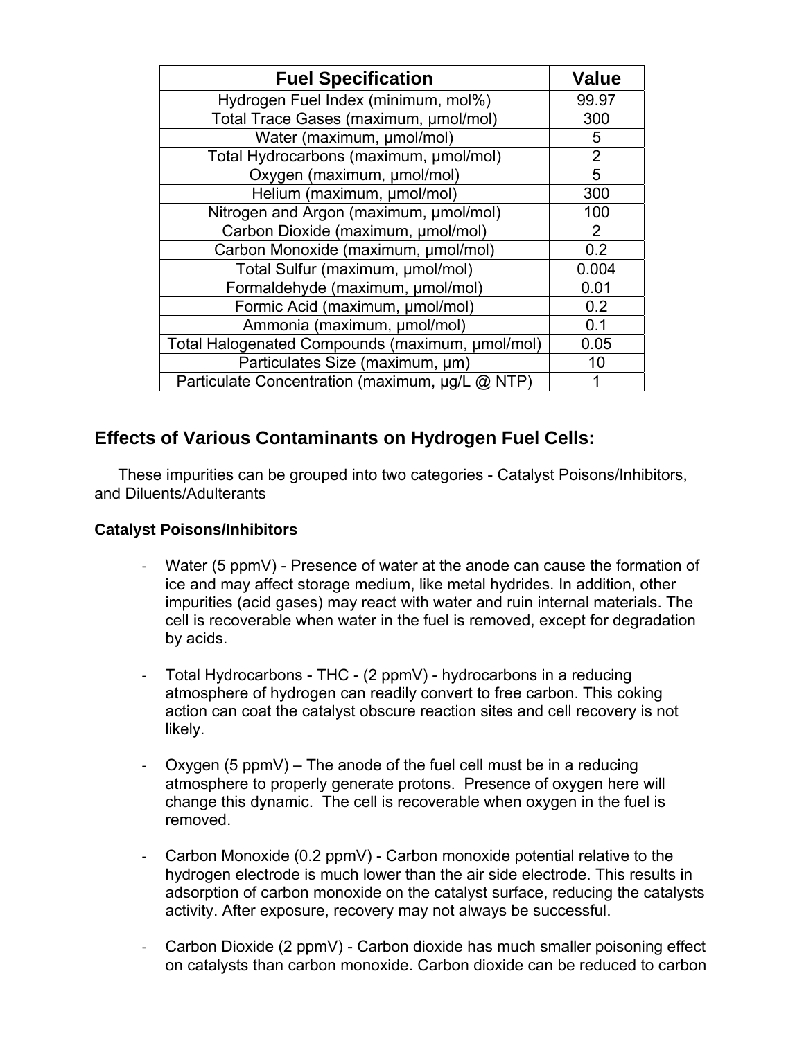| Fuel Specification | Value |
|---|---|
| Hydrogen Fuel Index (minimum, mol%) | 99.97 |
| Total Trace Gases (maximum, μmol/mol) | 300 |
| Water (maximum, μmol/mol) | 5 |
| Total Hydrocarbons (maximum, μmol/mol) | 2 |
| Oxygen (maximum, μmol/mol) | 5 |
| Helium (maximum, μmol/mol) | 300 |
| Nitrogen and Argon (maximum, μmol/mol) | 100 |
| Carbon Dioxide (maximum, μmol/mol) | 2 |
| Carbon Monoxide (maximum, μmol/mol) | 0.2 |
| Total Sulfur (maximum, μmol/mol) | 0.004 |
| Formaldehyde (maximum, μmol/mol) | 0.01 |
| Formic Acid (maximum, μmol/mol) | 0.2 |
| Ammonia (maximum, μmol/mol) | 0.1 |
| Total Halogenated Compounds (maximum, μmol/mol) | 0.05 |
| Particulates Size (maximum, μm) | 10 |
| Particulate Concentration (maximum, μg/L @ NTP) | 1 |

## Effects of Various Contaminants on Hydrogen Fuel Cells:

These impurities can be grouped into two categories - Catalyst Poisons/Inhibitors, and Diluents/Adulterants

**Catalyst Poisons/Inhibitors**

- Water (5 ppmV) - Presence of water at the anode can cause the formation of ice and may affect storage medium, like metal hydrides. In addition, other impurities (acid gases) may react with water and ruin internal materials. The cell is recoverable when water in the fuel is removed, except for degradation by acids.

- Total Hydrocarbons - THC - (2 ppmV) - hydrocarbons in a reducing atmosphere of hydrogen can readily convert to free carbon. This coking action can coat the catalyst obscure reaction sites and cell recovery is not likely.

- Oxygen (5 ppmV) – The anode of the fuel cell must be in a reducing atmosphere to properly generate protons. Presence of oxygen here will change this dynamic. The cell is recoverable when oxygen in the fuel is removed.

- Carbon Monoxide (0.2 ppmV) - Carbon monoxide potential relative to the hydrogen electrode is much lower than the air side electrode. This results in adsorption of carbon monoxide on the catalyst surface, reducing the catalysts activity. After exposure, recovery may not always be successful.

- Carbon Dioxide (2 ppmV) - Carbon dioxide has much smaller poisoning effect on catalysts than carbon monoxide. Carbon dioxide can be reduced to carbon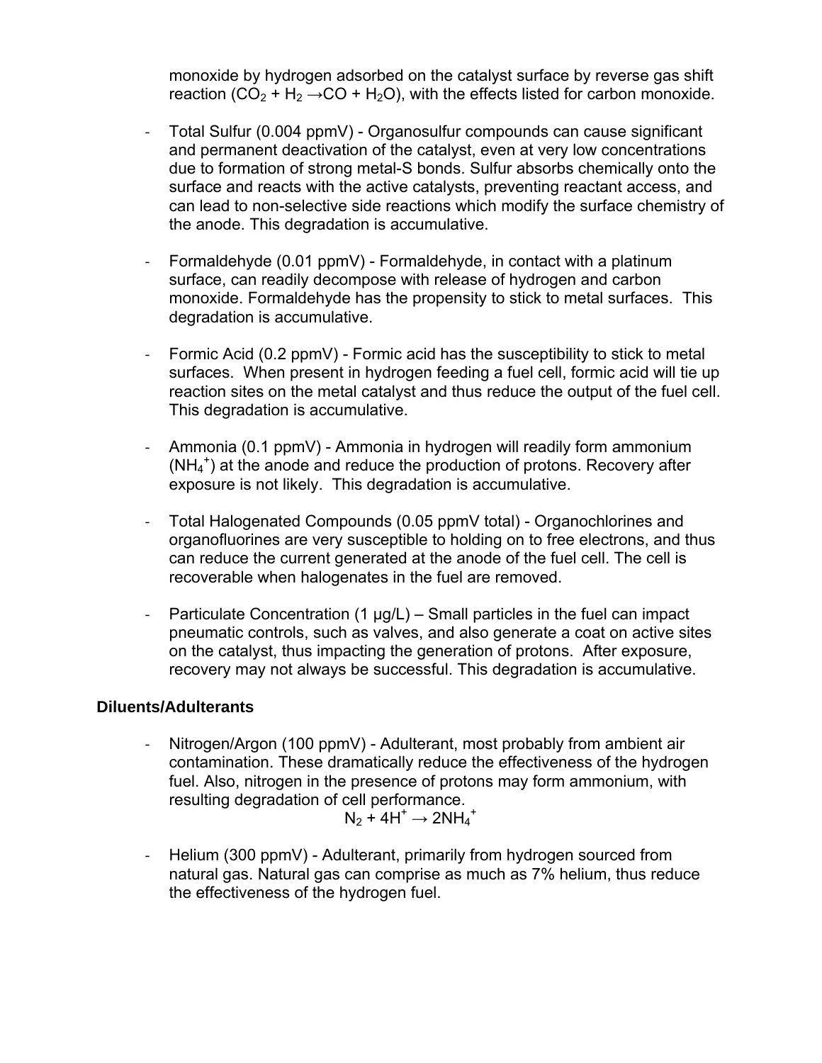monoxide by hydrogen adsorbed on the catalyst surface by reverse gas shift reaction ($CO_2 + H_2 \rightarrow CO + H_2O$), with the effects listed for carbon monoxide.

- Total Sulfur (0.004 ppmV) - Organosulfur compounds can cause significant and permanent deactivation of the catalyst, even at very low concentrations due to formation of strong metal-S bonds. Sulfur absorbs chemically onto the surface and reacts with the active catalysts, preventing reactant access, and can lead to non-selective side reactions which modify the surface chemistry of the anode. This degradation is accumulative.

- Formaldehyde (0.01 ppmV) - Formaldehyde, in contact with a platinum surface, can readily decompose with release of hydrogen and carbon monoxide. Formaldehyde has the propensity to stick to metal surfaces. This degradation is accumulative.

- Formic Acid (0.2 ppmV) - Formic acid has the susceptibility to stick to metal surfaces. When present in hydrogen feeding a fuel cell, formic acid will tie up reaction sites on the metal catalyst and thus reduce the output of the fuel cell. This degradation is accumulative.

- Ammonia (0.1 ppmV) - Ammonia in hydrogen will readily form ammonium ($NH_4^+$) at the anode and reduce the production of protons. Recovery after exposure is not likely. This degradation is accumulative.

- Total Halogenated Compounds (0.05 ppmV total) - Organochlorines and organofluorines are very susceptible to holding on to free electrons, and thus can reduce the current generated at the anode of the fuel cell. The cell is recoverable when halogenates in the fuel are removed.

- Particulate Concentration (1 µg/L) – Small particles in the fuel can impact pneumatic controls, such as valves, and also generate a coat on active sites on the catalyst, thus impacting the generation of protons. After exposure, recovery may not always be successful. This degradation is accumulative.

**Diluents/Adulterants**

- Nitrogen/Argon (100 ppmV) - Adulterant, most probably from ambient air contamination. These dramatically reduce the effectiveness of the hydrogen fuel. Also, nitrogen in the presence of protons may form ammonium, with resulting degradation of cell performance.

$$N_2 + 4H^+ \rightarrow 2NH_4^+$$

- Helium (300 ppmV) - Adulterant, primarily from hydrogen sourced from natural gas. Natural gas can comprise as much as 7% helium, thus reduce the effectiveness of the hydrogen fuel.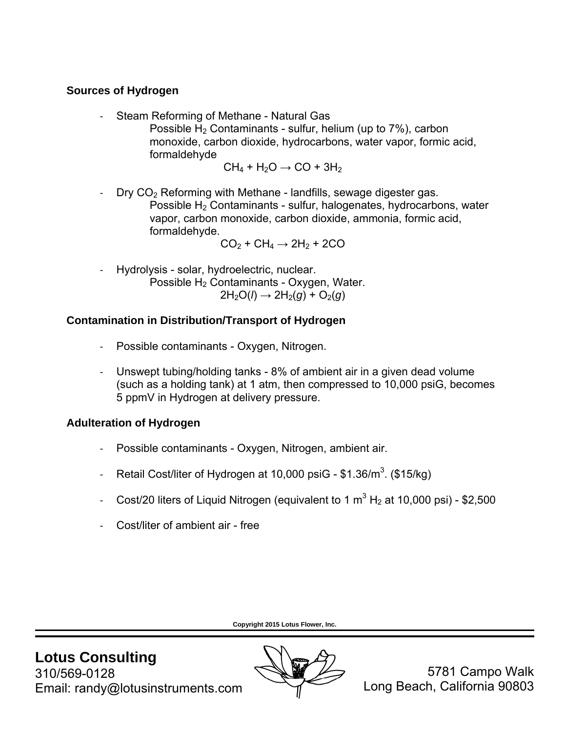**Sources of Hydrogen**

- Steam Reforming of Methane - Natural Gas
  - Possible $H_2$ Contaminants - sulfur, helium (up to 7%), carbon monoxide, carbon dioxide, hydrocarbons, water vapor, formic acid, formaldehyde

$$CH_4 + H_2O \rightarrow CO + 3H_2$$

- Dry $CO_2$ Reforming with Methane - landfills, sewage digester gas.
  - Possible $H_2$ Contaminants - sulfur, halogenates, hydrocarbons, water vapor, carbon monoxide, carbon dioxide, ammonia, formic acid, formaldehyde.

$$CO_2 + CH_4 \rightarrow 2H_2 + 2CO$$

- Hydrolysis - solar, hydroelectric, nuclear.
  - Possible $H_2$ Contaminants - Oxygen, Water.

$$2H_2O(l) \rightarrow 2H_2(g) + O_2(g)$$

**Contamination in Distribution/Transport of Hydrogen**

- Possible contaminants - Oxygen, Nitrogen.
- Unswept tubing/holding tanks - 8% of ambient air in a given dead volume (such as a holding tank) at 1 atm, then compressed to 10,000 psiG, becomes 5 ppmV in Hydrogen at delivery pressure.

**Adulteration of Hydrogen**

- Possible contaminants - Oxygen, Nitrogen, ambient air.
- Retail Cost/liter of Hydrogen at 10,000 psiG - \$1.36/$m^3$. (\$15/kg)
- Cost/20 liters of Liquid Nitrogen (equivalent to 1 $m^3$ $H_2$ at 10,000 psi) - \$2,500
- Cost/liter of ambient air - free

Copyright 2015 Lotus Flower, Inc.

**Lotus Consulting**
310/569-0128
Email: randy@lotusinstruments.com

5781 Campo Walk
Long Beach, California 90803